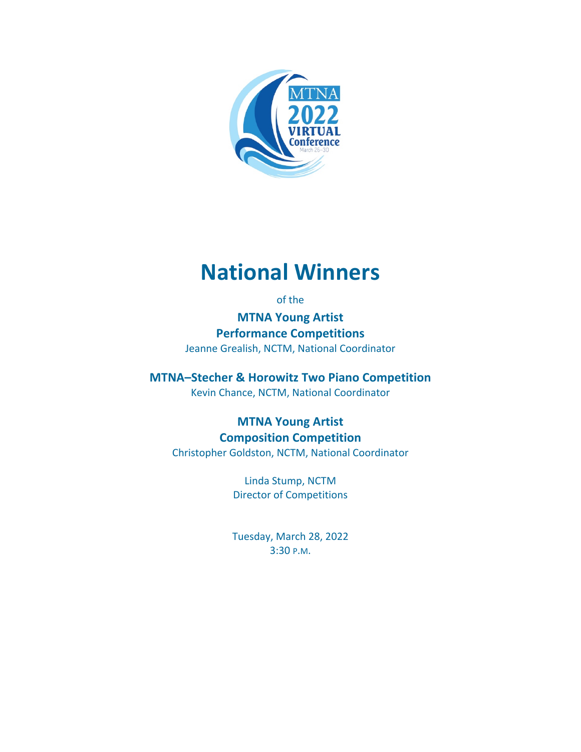# National Winners

of the

**MTNA Young Artist**
**Performance Competitions**

Jeanne Grealish, NCTM, National Coordinator

**MTNA–Stecher & Horowitz Two Piano Competition**

Kevin Chance, NCTM, National Coordinator

**MTNA Young Artist**
**Composition Competition**

Christopher Goldston, NCTM, National Coordinator

Linda Stump, NCTM
Director of Competitions

Tuesday, March 28, 2022
3:30 P.M.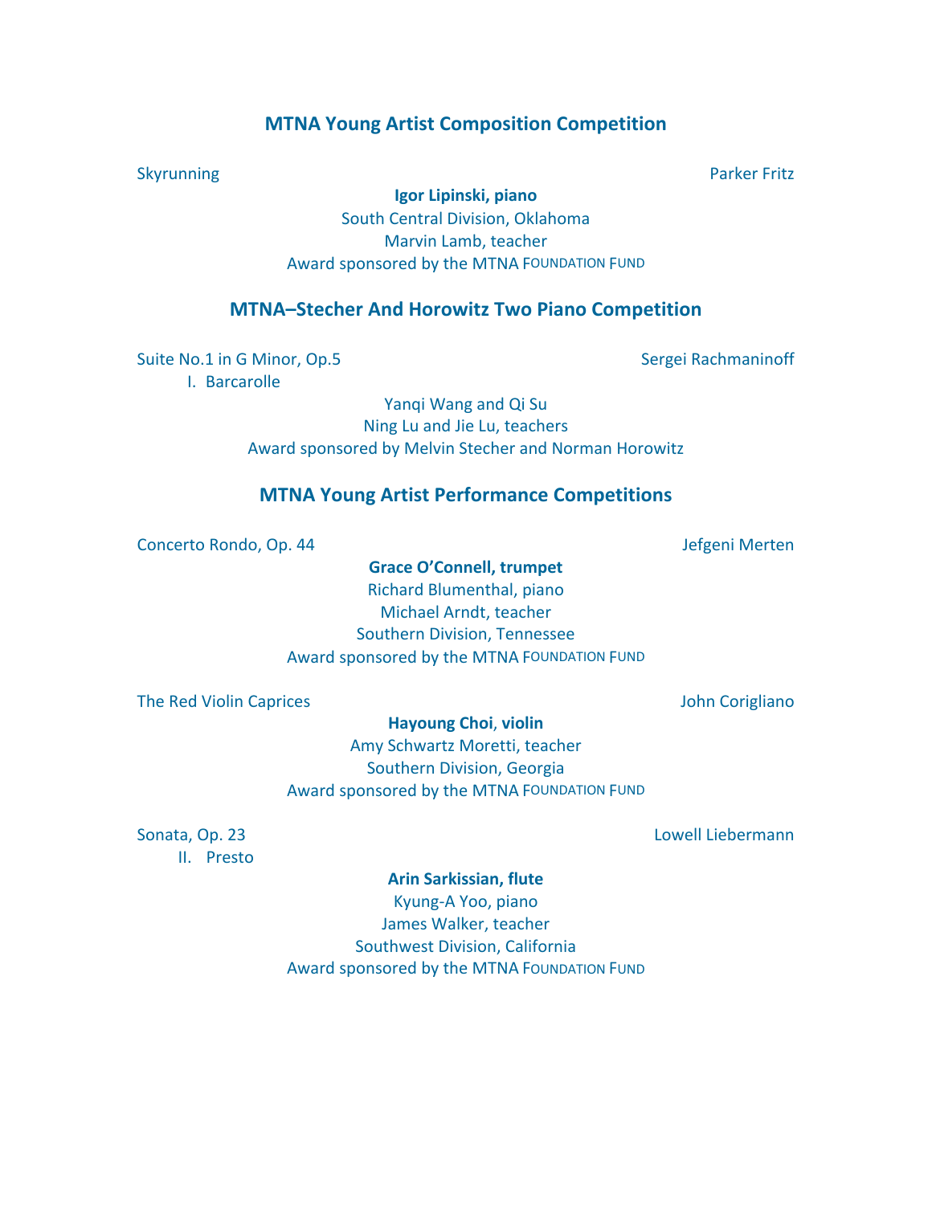## MTNA Young Artist Composition Competition

Skyrunning — Parker Fritz

**Igor Lipinski, piano**
South Central Division, Oklahoma
Marvin Lamb, teacher
Award sponsored by the MTNA FOUNDATION FUND

## MTNA–Stecher And Horowitz Two Piano Competition

Suite No.1 in G Minor, Op.5 — Sergei Rachmaninoff
I. Barcarolle

Yanqi Wang and Qi Su
Ning Lu and Jie Lu, teachers
Award sponsored by Melvin Stecher and Norman Horowitz

## MTNA Young Artist Performance Competitions

Concerto Rondo, Op. 44 — Jefgeni Merten

**Grace O'Connell, trumpet**
Richard Blumenthal, piano
Michael Arndt, teacher
Southern Division, Tennessee
Award sponsored by the MTNA FOUNDATION FUND

The Red Violin Caprices — John Corigliano

**Hayoung Choi, violin**
Amy Schwartz Moretti, teacher
Southern Division, Georgia
Award sponsored by the MTNA FOUNDATION FUND

Sonata, Op. 23 — Lowell Liebermann
II. Presto

**Arin Sarkissian, flute**
Kyung-A Yoo, piano
James Walker, teacher
Southwest Division, California
Award sponsored by the MTNA FOUNDATION FUND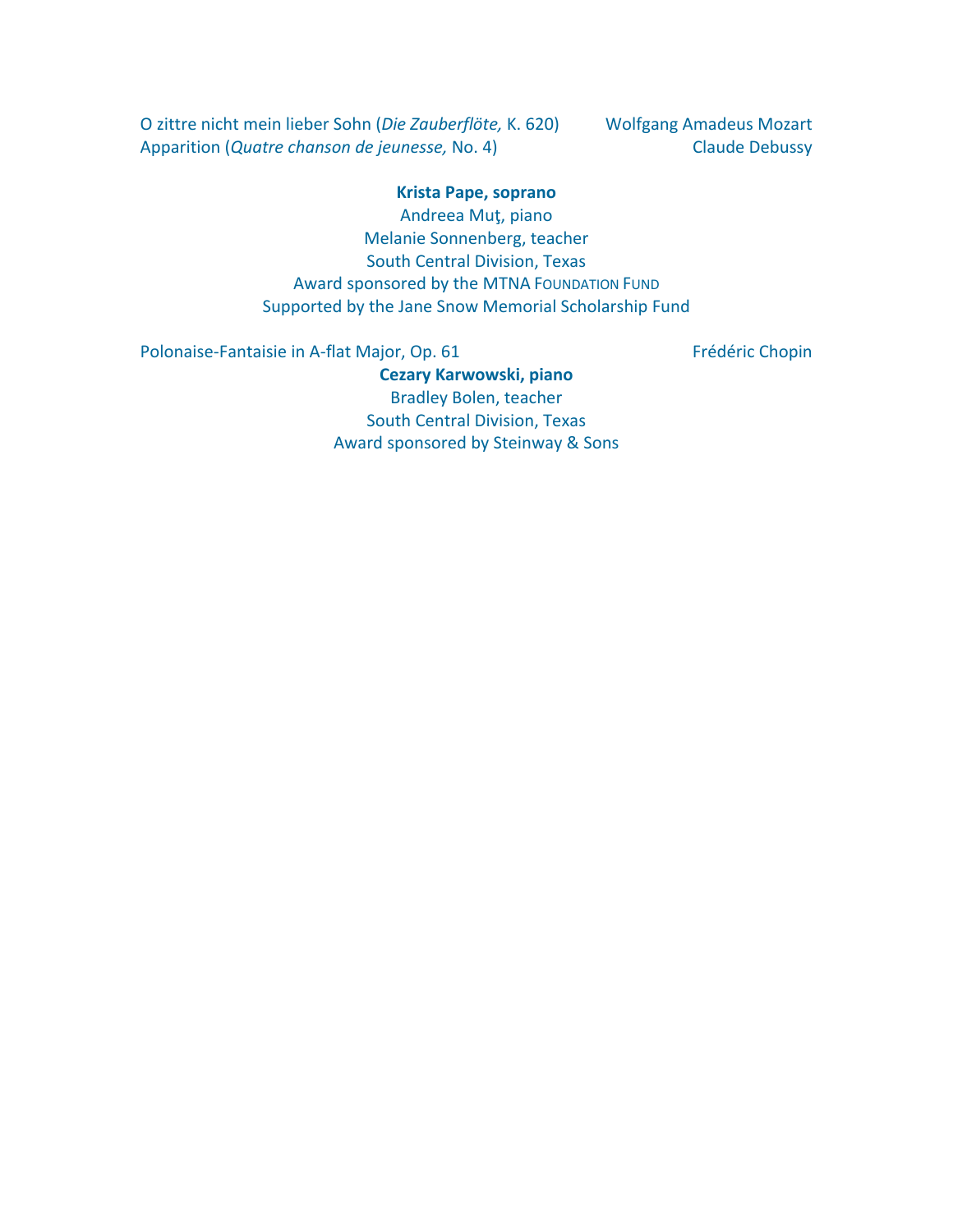O zittre nicht mein lieber Sohn (*Die Zauberflöte,* K. 620) Wolfgang Amadeus Mozart
Apparition (*Quatre chanson de jeunesse,* No. 4) Claude Debussy

**Krista Pape, soprano**
Andreea Muţ, piano
Melanie Sonnenberg, teacher
South Central Division, Texas
Award sponsored by the MTNA FOUNDATION FUND
Supported by the Jane Snow Memorial Scholarship Fund

Polonaise-Fantaisie in A-flat Major, Op. 61 Frédéric Chopin

**Cezary Karwowski, piano**
Bradley Bolen, teacher
South Central Division, Texas
Award sponsored by Steinway & Sons